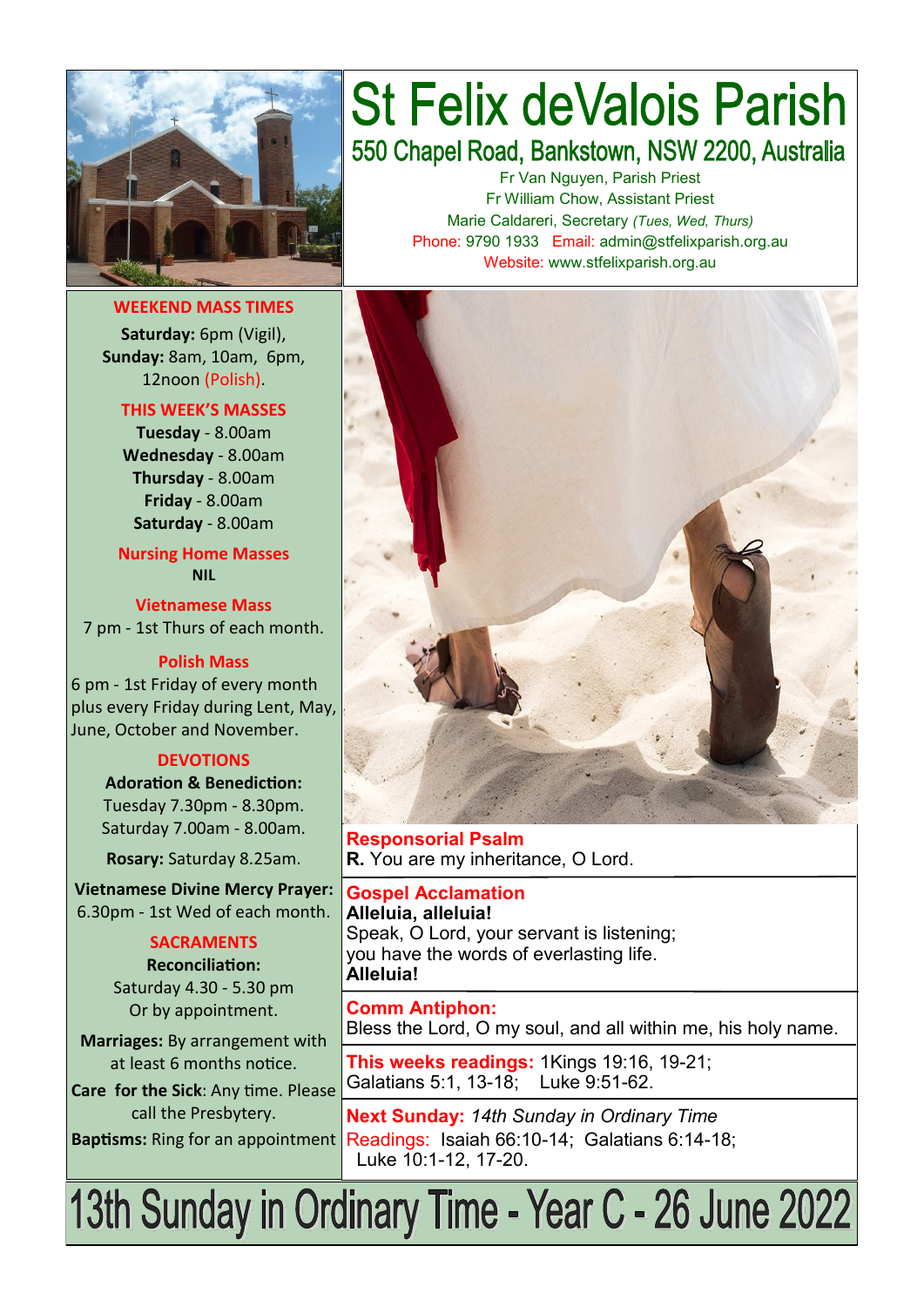# St Felix deValois Parish

## 550 Chapel Road, Bankstown, NSW 2200, Australia

Fr Van Nguyen, Parish Priest
Fr William Chow, Assistant Priest
Marie Caldareri, Secretary *(Tues, Wed, Thurs)*
Phone: 9790 1933 Email: admin@stfelixparish.org.au
Website: www.stfelixparish.org.au

### WEEKEND MASS TIMES

**Saturday:** 6pm (Vigil),
**Sunday:** 8am, 10am, 6pm,
12noon (Polish).

### THIS WEEK'S MASSES

**Tuesday** - 8.00am
**Wednesday** - 8.00am
**Thursday** - 8.00am
**Friday** - 8.00am
**Saturday** - 8.00am

### Nursing Home Masses

**NIL**

### Vietnamese Mass

7 pm - 1st Thurs of each month.

### Polish Mass

6 pm - 1st Friday of every month plus every Friday during Lent, May, June, October and November.

### DEVOTIONS

**Adoration & Benediction:**
Tuesday 7.30pm - 8.30pm.
Saturday 7.00am - 8.00am.

**Rosary:** Saturday 8.25am.

**Vietnamese Divine Mercy Prayer:** 6.30pm - 1st Wed of each month.

### SACRAMENTS

**Reconciliation:**
Saturday 4.30 - 5.30 pm
Or by appointment.

**Marriages:** By arrangement with at least 6 months notice.

**Care for the Sick**: Any time. Please call the Presbytery.

**Baptisms:** Ring for an appointment

**Responsorial Psalm**
**R.** You are my inheritance, O Lord.

**Gospel Acclamation**
**Alleluia, alleluia!**
Speak, O Lord, your servant is listening;
you have the words of everlasting life.
**Alleluia!**

**Comm Antiphon:**
Bless the Lord, O my soul, and all within me, his holy name.

**This weeks readings:** 1Kings 19:16, 19-21; Galatians 5:1, 13-18; Luke 9:51-62.

**Next Sunday:** *14th Sunday in Ordinary Time*
Readings: Isaiah 66:10-14; Galatians 6:14-18; Luke 10:1-12, 17-20.

# 13th Sunday in Ordinary Time - Year C - 26 June 2022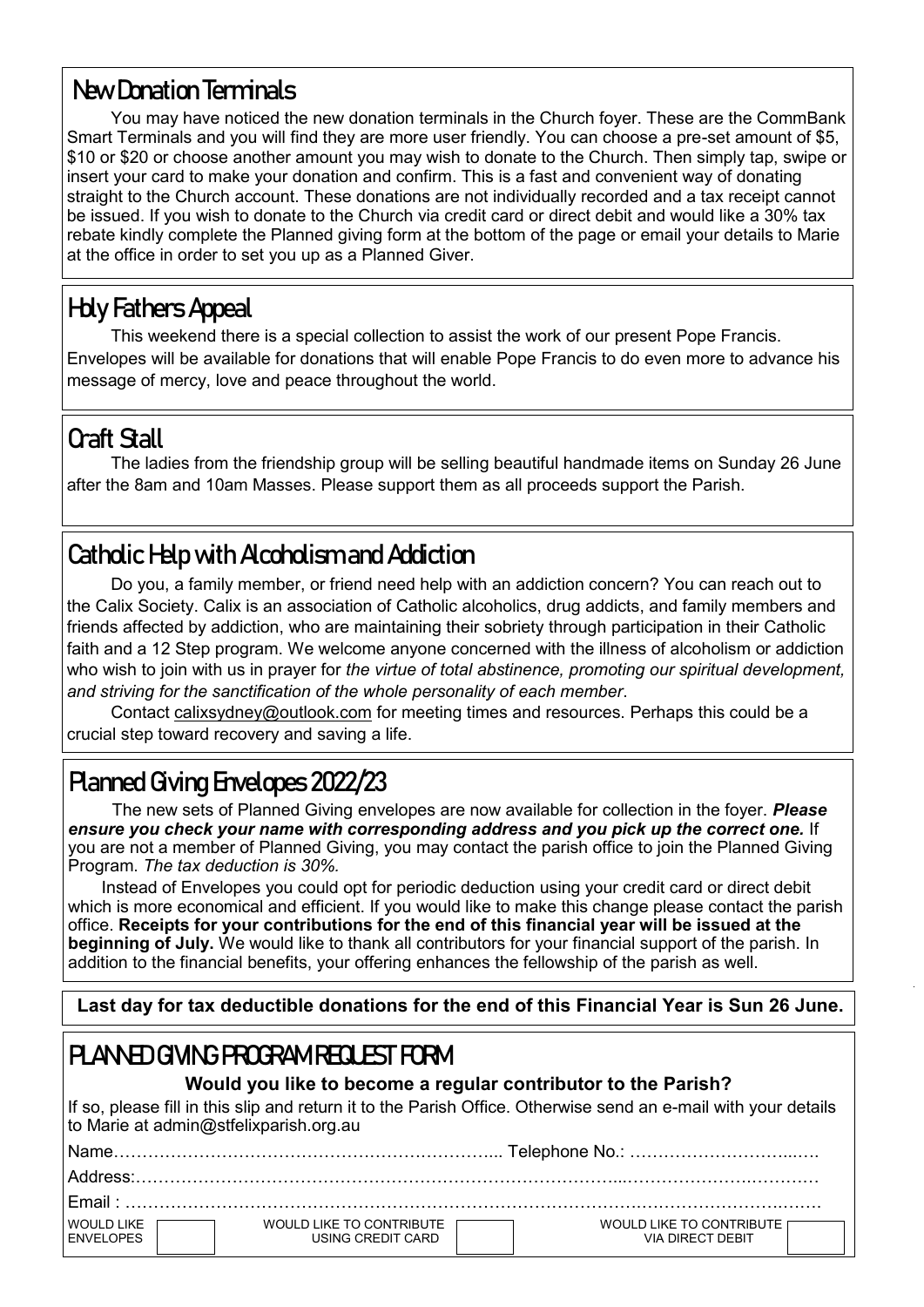## New Donation Terminals

You may have noticed the new donation terminals in the Church foyer. These are the CommBank Smart Terminals and you will find they are more user friendly. You can choose a pre-set amount of $5, $10 or $20 or choose another amount you may wish to donate to the Church. Then simply tap, swipe or insert your card to make your donation and confirm. This is a fast and convenient way of donating straight to the Church account. These donations are not individually recorded and a tax receipt cannot be issued. If you wish to donate to the Church via credit card or direct debit and would like a 30% tax rebate kindly complete the Planned giving form at the bottom of the page or email your details to Marie at the office in order to set you up as a Planned Giver.

## Holy Fathers Appeal

This weekend there is a special collection to assist the work of our present Pope Francis. Envelopes will be available for donations that will enable Pope Francis to do even more to advance his message of mercy, love and peace throughout the world.

## Craft Stall

The ladies from the friendship group will be selling beautiful handmade items on Sunday 26 June after the 8am and 10am Masses. Please support them as all proceeds support the Parish.

## Catholic Help with Alcoholism and Addiction

Do you, a family member, or friend need help with an addiction concern? You can reach out to the Calix Society. Calix is an association of Catholic alcoholics, drug addicts, and family members and friends affected by addiction, who are maintaining their sobriety through participation in their Catholic faith and a 12 Step program. We welcome anyone concerned with the illness of alcoholism or addiction who wish to join with us in prayer for *the virtue of total abstinence, promoting our spiritual development, and striving for the sanctification of the whole personality of each member*.

Contact calixsydney@outlook.com for meeting times and resources. Perhaps this could be a crucial step toward recovery and saving a life.

## Planned Giving Envelopes 2022/23

The new sets of Planned Giving envelopes are now available for collection in the foyer. ***Please ensure you check your name with corresponding address and you pick up the correct one.*** If you are not a member of Planned Giving, you may contact the parish office to join the Planned Giving Program. *The tax deduction is 30%.*

Instead of Envelopes you could opt for periodic deduction using your credit card or direct debit which is more economical and efficient. If you would like to make this change please contact the parish office. **Receipts for your contributions for the end of this financial year will be issued at the beginning of July.** We would like to thank all contributors for your financial support of the parish. In addition to the financial benefits, your offering enhances the fellowship of the parish as well.

**Last day for tax deductible donations for the end of this Financial Year is Sun 26 June.**

## PLANNED GIVING PROGRAM REQUEST FORM

**Would you like to become a regular contributor to the Parish?**

If so, please fill in this slip and return it to the Parish Office. Otherwise send an e-mail with your details to Marie at admin@stfelixparish.org.au

Name………………………………………………………………... Telephone No.: ……………………………….

Address:………………………………………………………………………………………………………………

Email : ………………………………………………………………………………………………………………

WOULD LIKE ENVELOPES ☐ WOULD LIKE TO CONTRIBUTE USING CREDIT CARD ☐ WOULD LIKE TO CONTRIBUTE VIA DIRECT DEBIT ☐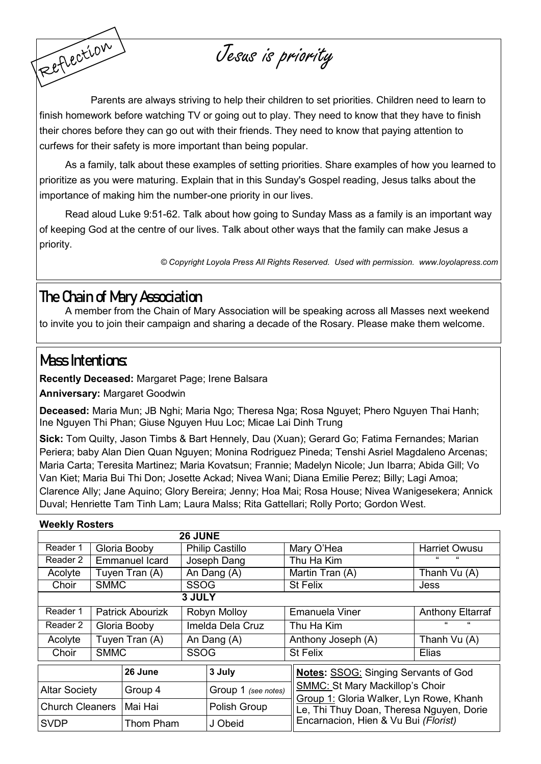Reflection

# Jesus is priority

Parents are always striving to help their children to set priorities. Children need to learn to finish homework before watching TV or going out to play. They need to know that they have to finish their chores before they can go out with their friends. They need to know that paying attention to curfews for their safety is more important than being popular.

As a family, talk about these examples of setting priorities. Share examples of how you learned to prioritize as you were maturing. Explain that in this Sunday's Gospel reading, Jesus talks about the importance of making him the number-one priority in our lives.

Read aloud Luke 9:51-62. Talk about how going to Sunday Mass as a family is an important way of keeping God at the centre of our lives. Talk about other ways that the family can make Jesus a priority.

*© Copyright Loyola Press All Rights Reserved. Used with permission. www.loyolapress.com*

## The Chain of Mary Association

A member from the Chain of Mary Association will be speaking across all Masses next weekend to invite you to join their campaign and sharing a decade of the Rosary. Please make them welcome.

## Mass Intentions:

**Recently Deceased:** Margaret Page; Irene Balsara

**Anniversary:** Margaret Goodwin

**Deceased:** Maria Mun; JB Nghi; Maria Ngo; Theresa Nga; Rosa Nguyet; Phero Nguyen Thai Hanh; Ine Nguyen Thi Phan; Giuse Nguyen Huu Loc; Micae Lai Dinh Trung

**Sick:** Tom Quilty, Jason Timbs & Bart Hennely, Dau (Xuan); Gerard Go; Fatima Fernandes; Marian Periera; baby Alan Dien Quan Nguyen; Monina Rodriguez Pineda; Tenshi Asriel Magdaleno Arcenas; Maria Carta; Teresita Martinez; Maria Kovatsun; Frannie; Madelyn Nicole; Jun Ibarra; Abida Gill; Vo Van Kiet; Maria Bui Thi Don; Josette Ackad; Nivea Wani; Diana Emilie Perez; Billy; Lagi Amoa; Clarence Ally; Jane Aquino; Glory Bereira; Jenny; Hoa Mai; Rosa House; Nivea Wanigesekera; Annick Duval; Henriette Tam Tinh Lam; Laura Malss; Rita Gattellari; Rolly Porto; Gordon West.

**Weekly Rosters**

| 26 JUNE | | | | |
|---|---|---|---|---|
| Reader 1 | Gloria Booby | Philip Castillo | Mary O'Hea | Harriet Owusu |
| Reader 2 | Emmanuel Icard | Joseph Dang | Thu Ha Kim | " " |
| Acolyte | Tuyen Tran (A) | An Dang (A) | Martin Tran (A) | Thanh Vu (A) |
| Choir | SMMC | SSOG | St Felix | Jess |
| **3 JULY** | | | | |
| Reader 1 | Patrick Abourizk | Robyn Molloy | Emanuela Viner | Anthony Eltarraf |
| Reader 2 | Gloria Booby | Imelda Dela Cruz | Thu Ha Kim | " " |
| Acolyte | Tuyen Tran (A) | An Dang (A) | Anthony Joseph (A) | Thanh Vu (A) |
| Choir | SMMC | SSOG | St Felix | Elias |

| | 26 June | 3 July |
|---|---|---|
| Altar Society | Group 4 | Group 1 *(see notes)* |
| Church Cleaners | Mai Hai | Polish Group |
| SVDP | Thom Pham | J Obeid |

**Notes:** SSOG: Singing Servants of God
SMMC: St Mary Mackillop's Choir
Group 1: Gloria Walker, Lyn Rowe, Khanh Le, Thi Thuy Doan, Theresa Nguyen, Dorie Encarnacion, Hien & Vu Bui *(Florist)*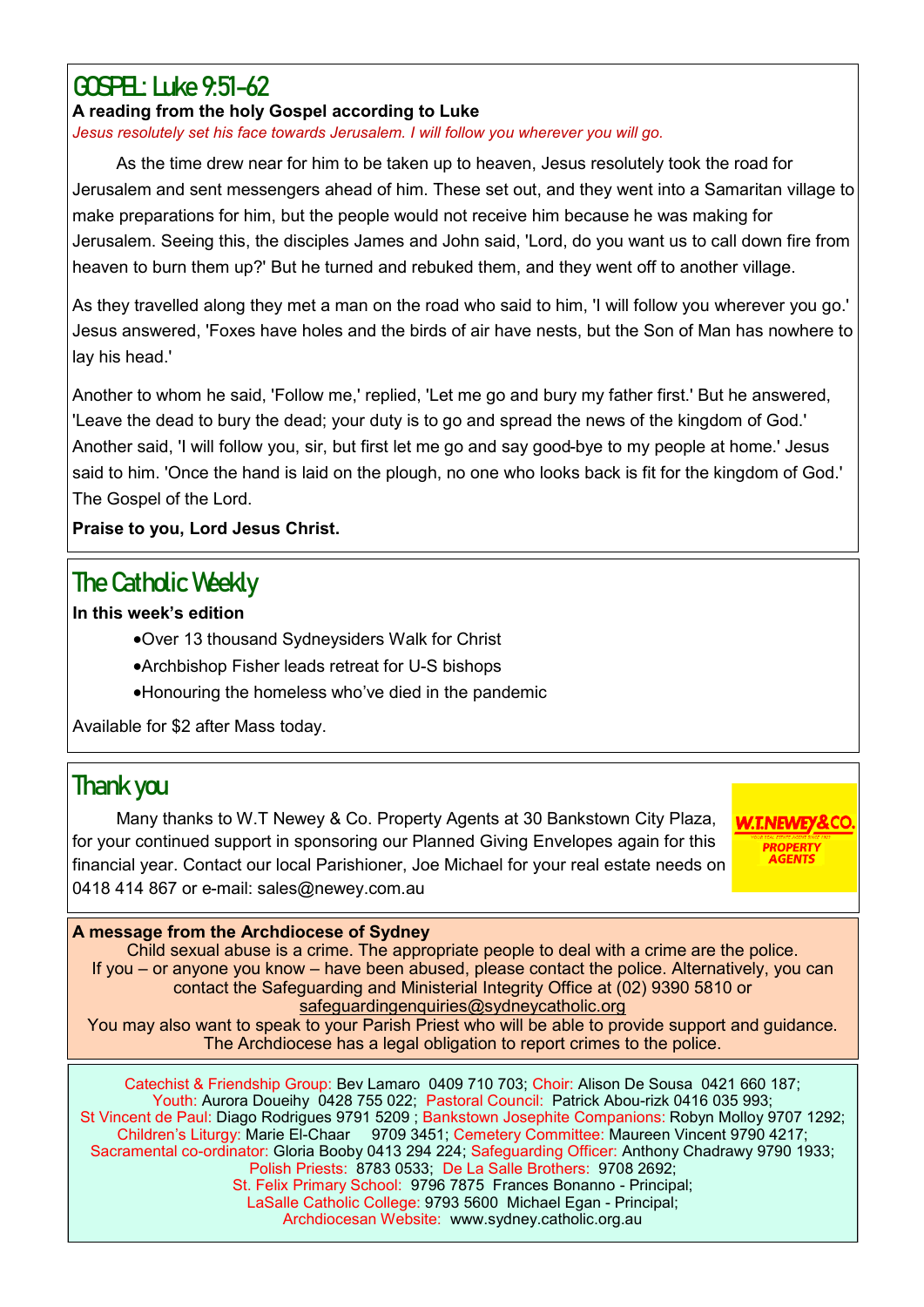## GOSPEL: Luke 9:51-62

**A reading from the holy Gospel according to Luke**

*Jesus resolutely set his face towards Jerusalem. I will follow you wherever you will go.*

As the time drew near for him to be taken up to heaven, Jesus resolutely took the road for Jerusalem and sent messengers ahead of him. These set out, and they went into a Samaritan village to make preparations for him, but the people would not receive him because he was making for Jerusalem. Seeing this, the disciples James and John said, 'Lord, do you want us to call down fire from heaven to burn them up?' But he turned and rebuked them, and they went off to another village.

As they travelled along they met a man on the road who said to him, 'I will follow you wherever you go.' Jesus answered, 'Foxes have holes and the birds of air have nests, but the Son of Man has nowhere to lay his head.'

Another to whom he said, 'Follow me,' replied, 'Let me go and bury my father first.' But he answered, 'Leave the dead to bury the dead; your duty is to go and spread the news of the kingdom of God.' Another said, 'I will follow you, sir, but first let me go and say good-bye to my people at home.' Jesus said to him. 'Once the hand is laid on the plough, no one who looks back is fit for the kingdom of God.' The Gospel of the Lord.

**Praise to you, Lord Jesus Christ.**

## The Catholic Weekly

**In this week's edition**

- Over 13 thousand Sydneysiders Walk for Christ
- Archbishop Fisher leads retreat for U-S bishops
- Honouring the homeless who've died in the pandemic

Available for $2 after Mass today.

## Thank you

Many thanks to W.T Newey & Co. Property Agents at 30 Bankstown City Plaza, for your continued support in sponsoring our Planned Giving Envelopes again for this financial year. Contact our local Parishioner, Joe Michael for your real estate needs on 0418 414 867 or e-mail: sales@newey.com.au

W.T.NEWEY&CO.
PROPERTY AGENTS

**A message from the Archdiocese of Sydney**

Child sexual abuse is a crime. The appropriate people to deal with a crime are the police. If you – or anyone you know – have been abused, please contact the police. Alternatively, you can contact the Safeguarding and Ministerial Integrity Office at (02) 9390 5810 or safeguardingenquiries@sydneycatholic.org

You may also want to speak to your Parish Priest who will be able to provide support and guidance. The Archdiocese has a legal obligation to report crimes to the police.

Catechist & Friendship Group: Bev Lamaro 0409 710 703; Choir: Alison De Sousa 0421 660 187;
Youth: Aurora Doueihy 0428 755 022; Pastoral Council: Patrick Abou-rizk 0416 035 993;
St Vincent de Paul: Diago Rodrigues 9791 5209 ; Bankstown Josephite Companions: Robyn Molloy 9707 1292;
Children's Liturgy: Marie El-Chaar 9709 3451; Cemetery Committee: Maureen Vincent 9790 4217;
Sacramental co-ordinator: Gloria Booby 0413 294 224; Safeguarding Officer: Anthony Chadrawy 9790 1933;
Polish Priests: 8783 0533; De La Salle Brothers: 9708 2692;
St. Felix Primary School: 9796 7875 Frances Bonanno - Principal;
LaSalle Catholic College: 9793 5600 Michael Egan - Principal;
Archdiocesan Website: www.sydney.catholic.org.au